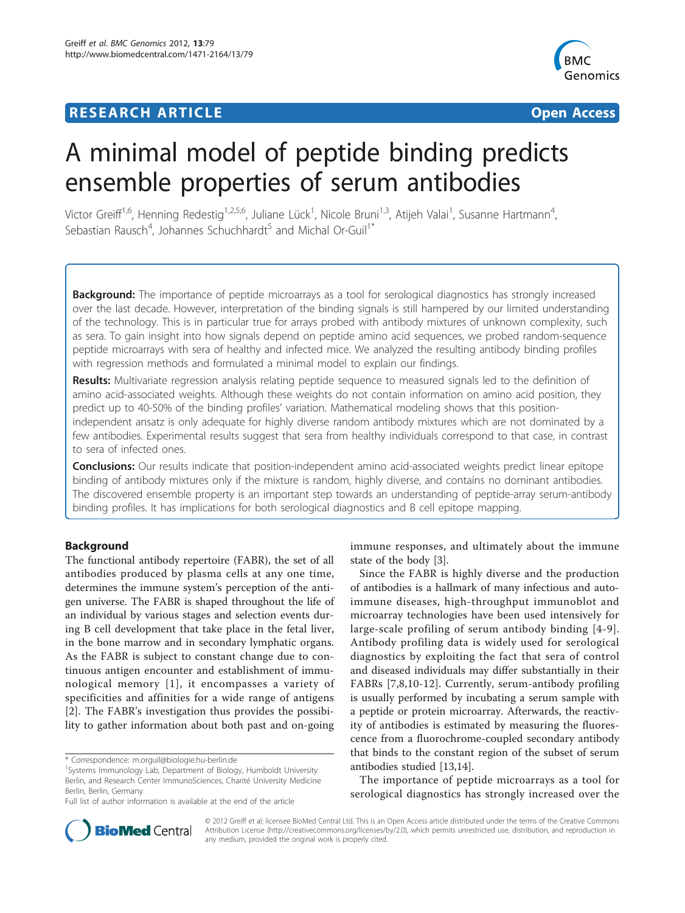RESEARCH ARTICLE Open Access

# A minimal model of peptide binding predicts ensemble properties of serum antibodies

Victor Greiff[1,6], Henning Redestig[1,2,5,6], Juliane Lück[1], Nicole Bruni[1,3], Atijeh Valai[1], Susanne Hartmann[4], Sebastian Rausch[4], Johannes Schuchhardt[5] and Michal Or-Guil[1*]

**Background:** The importance of peptide microarrays as a tool for serological diagnostics has strongly increased over the last decade. However, interpretation of the binding signals is still hampered by our limited understanding of the technology. This is in particular true for arrays probed with antibody mixtures of unknown complexity, such as sera. To gain insight into how signals depend on peptide amino acid sequences, we probed random-sequence peptide microarrays with sera of healthy and infected mice. We analyzed the resulting antibody binding profiles with regression methods and formulated a minimal model to explain our findings.

**Results:** Multivariate regression analysis relating peptide sequence to measured signals led to the definition of amino acid-associated weights. Although these weights do not contain information on amino acid position, they predict up to 40-50% of the binding profiles' variation. Mathematical modeling shows that this position-independent ansatz is only adequate for highly diverse random antibody mixtures which are not dominated by a few antibodies. Experimental results suggest that sera from healthy individuals correspond to that case, in contrast to sera of infected ones.

**Conclusions:** Our results indicate that position-independent amino acid-associated weights predict linear epitope binding of antibody mixtures only if the mixture is random, highly diverse, and contains no dominant antibodies. The discovered ensemble property is an important step towards an understanding of peptide-array serum-antibody binding profiles. It has implications for both serological diagnostics and B cell epitope mapping.

## Background

The functional antibody repertoire (FABR), the set of all antibodies produced by plasma cells at any one time, determines the immune system's perception of the antigen universe. The FABR is shaped throughout the life of an individual by various stages and selection events during B cell development that take place in the fetal liver, in the bone marrow and in secondary lymphatic organs. As the FABR is subject to constant change due to continuous antigen encounter and establishment of immunological memory [1], it encompasses a variety of specificities and affinities for a wide range of antigens [2]. The FABR's investigation thus provides the possibility to gather information about both past and on-going immune responses, and ultimately about the immune state of the body [3].

Since the FABR is highly diverse and the production of antibodies is a hallmark of many infectious and autoimmune diseases, high-throughput immunoblot and microarray technologies have been used intensively for large-scale profiling of serum antibody binding [4-9]. Antibody profiling data is widely used for serological diagnostics by exploiting the fact that sera of control and diseased individuals may differ substantially in their FABRs [7,8,10-12]. Currently, serum-antibody profiling is usually performed by incubating a serum sample with a peptide or protein microarray. Afterwards, the reactivity of antibodies is estimated by measuring the fluorescence from a fluorochrome-coupled secondary antibody that binds to the constant region of the subset of serum antibodies studied [13,14].

The importance of peptide microarrays as a tool for serological diagnostics has strongly increased over the

\* Correspondence: m.orguil@biologie.hu-berlin.de

[1]Systems Immunology Lab, Department of Biology, Humboldt University Berlin, and Research Center ImmunoSciences, Charité University Medicine Berlin, Berlin, Germany

Full list of author information is available at the end of the article

© 2012 Greiff et al; licensee BioMed Central Ltd. This is an Open Access article distributed under the terms of the Creative Commons Attribution License (http://creativecommons.org/licenses/by/2.0), which permits unrestricted use, distribution, and reproduction in any medium, provided the original work is properly cited.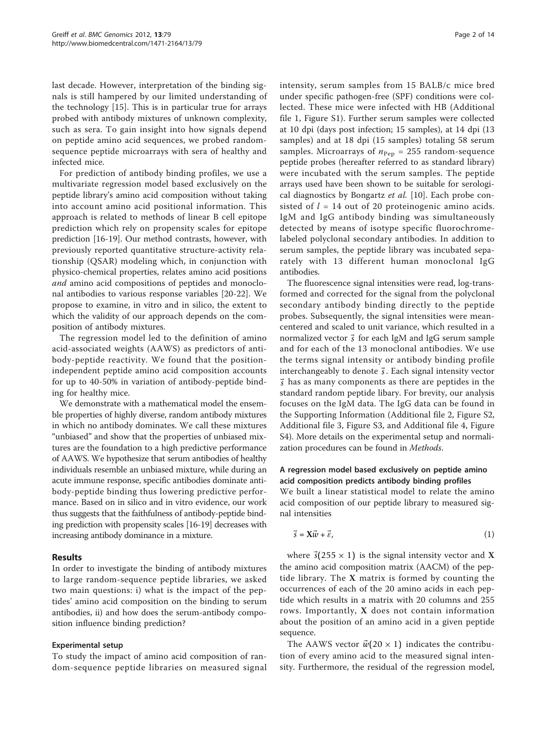last decade. However, interpretation of the binding signals is still hampered by our limited understanding of the technology [15]. This is in particular true for arrays probed with antibody mixtures of unknown complexity, such as sera. To gain insight into how signals depend on peptide amino acid sequences, we probed random-sequence peptide microarrays with sera of healthy and infected mice.

For prediction of antibody binding profiles, we use a multivariate regression model based exclusively on the peptide library's amino acid positional information. This approach is related to methods of linear B cell epitope prediction which rely on propensity scales for epitope prediction [16-19]. Our method contrasts, however, with previously reported quantitative structure-activity relationship (QSAR) modeling which, in conjunction with physico-chemical properties, relates amino acid positions *and* amino acid compositions of peptides and monoclonal antibodies to various response variables [20-22]. We propose to examine, in vitro and in silico, the extent to which the validity of our approach depends on the composition of antibody mixtures.

The regression model led to the definition of amino acid-associated weights (AAWS) as predictors of antibody-peptide reactivity. We found that the position-independent peptide amino acid composition accounts for up to 40-50% in variation of antibody-peptide binding for healthy mice.

We demonstrate with a mathematical model the ensemble properties of highly diverse, random antibody mixtures in which no antibody dominates. We call these mixtures "unbiased" and show that the properties of unbiased mixtures are the foundation to a high predictive performance of AAWS. We hypothesize that serum antibodies of healthy individuals resemble an unbiased mixture, while during an acute immune response, specific antibodies dominate antibody-peptide binding thus lowering predictive performance. Based on in silico and in vitro evidence, our work thus suggests that the faithfulness of antibody-peptide binding prediction with propensity scales [16-19] decreases with increasing antibody dominance in a mixture.

## Results

In order to investigate the binding of antibody mixtures to large random-sequence peptide libraries, we asked two main questions: i) what is the impact of the peptides' amino acid composition on the binding to serum antibodies, ii) and how does the serum-antibody composition influence binding prediction?

### Experimental setup

To study the impact of amino acid composition of random-sequence peptide libraries on measured signal intensity, serum samples from 15 BALB/c mice bred under specific pathogen-free (SPF) conditions were collected. These mice were infected with HB (Additional file 1, Figure S1). Further serum samples were collected at 10 dpi (days post infection; 15 samples), at 14 dpi (13 samples) and at 18 dpi (15 samples) totaling 58 serum samples. Microarrays of $n_{\mathrm{Pep}} = 255$ random-sequence peptide probes (hereafter referred to as standard library) were incubated with the serum samples. The peptide arrays used have been shown to be suitable for serological diagnostics by Bongartz *et al.* [10]. Each probe consisted of $l = 14$ out of 20 proteinogenic amino acids. IgM and IgG antibody binding was simultaneously detected by means of isotype specific fluorochrome-labeled polyclonal secondary antibodies. In addition to serum samples, the peptide library was incubated separately with 13 different human monoclonal IgG antibodies.

The fluorescence signal intensities were read, log-transformed and corrected for the signal from the polyclonal secondary antibody binding directly to the peptide probes. Subsequently, the signal intensities were mean-centered and scaled to unit variance, which resulted in a normalized vector $\vec{s}$ for each IgM and IgG serum sample and for each of the 13 monoclonal antibodies. We use the terms signal intensity or antibody binding profile interchangeably to denote $\vec{s}$. Each signal intensity vector $\vec{s}$ has as many components as there are peptides in the standard random peptide libary. For brevity, our analysis focuses on the IgM data. The IgG data can be found in the Supporting Information (Additional file 2, Figure S2, Additional file 3, Figure S3, and Additional file 4, Figure S4). More details on the experimental setup and normalization procedures can be found in *Methods*.

### A regression model based exclusively on peptide amino acid composition predicts antibody binding profiles

We built a linear statistical model to relate the amino acid composition of our peptide library to measured signal intensities

$$\vec{s} = \mathbf{X}\vec{w} + \vec{\varepsilon}, \tag{1}$$

where $\vec{s}(255 \times 1)$ is the signal intensity vector and $\mathbf{X}$ the amino acid composition matrix (AACM) of the peptide library. The $\mathbf{X}$ matrix is formed by counting the occurrences of each of the 20 amino acids in each peptide which results in a matrix with 20 columns and 255 rows. Importantly, $\mathbf{X}$ does not contain information about the position of an amino acid in a given peptide sequence.

The AAWS vector $\vec{w}(20 \times 1)$ indicates the contribution of every amino acid to the measured signal intensity. Furthermore, the residual of the regression model,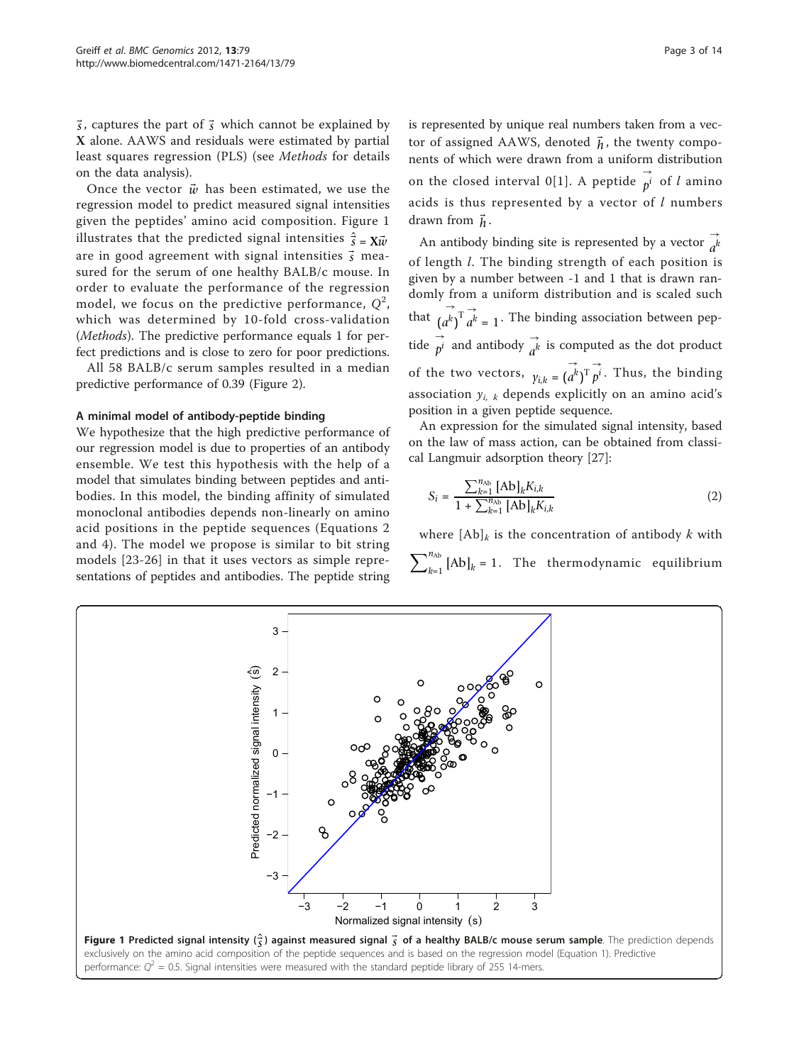$\vec{\varepsilon}$, captures the part of $\vec{s}$ which cannot be explained by **X** alone. AAWS and residuals were estimated by partial least squares regression (PLS) (see *Methods* for details on the data analysis).

Once the vector $\vec{w}$ has been estimated, we use the regression model to predict measured signal intensities given the peptides' amino acid composition. Figure 1 illustrates that the predicted signal intensities $\hat{\vec{s}} = \mathbf{X}\vec{w}$ are in good agreement with signal intensities $\vec{s}$ measured for the serum of one healthy BALB/c mouse. In order to evaluate the performance of the regression model, we focus on the predictive performance, $Q^2$, which was determined by 10-fold cross-validation (*Methods*). The predictive performance equals 1 for perfect predictions and is close to zero for poor predictions.

All 58 BALB/c serum samples resulted in a median predictive performance of 0.39 (Figure 2).

### A minimal model of antibody-peptide binding

We hypothesize that the high predictive performance of our regression model is due to properties of an antibody ensemble. We test this hypothesis with the help of a model that simulates binding between peptides and antibodies. In this model, the binding affinity of simulated monoclonal antibodies depends non-linearly on amino acid positions in the peptide sequences (Equations 2 and 4). The model we propose is similar to bit string models [23-26] in that it uses vectors as simple representations of peptides and antibodies. The peptide string is represented by unique real numbers taken from a vector of assigned AAWS, denoted $\vec{h}$, the twenty components of which were drawn from a uniform distribution on the closed interval 0[1]. A peptide $\vec{p^i}$ of $l$ amino acids is thus represented by a vector of $l$ numbers drawn from $\vec{h}$.

An antibody binding site is represented by a vector $\vec{a^k}$ of length $l$. The binding strength of each position is given by a number between -1 and 1 that is drawn randomly from a uniform distribution and is scaled such that $(\vec{a^k})^{\mathrm{T}}\vec{a^k} = 1$. The binding association between peptide $\vec{p^i}$ and antibody $\vec{a^k}$ is computed as the dot product of the two vectors, $y_{i,k} = (\vec{a^k})^{\mathrm{T}}\vec{p^i}$. Thus, the binding association $y_{i,k}$ depends explicitly on an amino acid's position in a given peptide sequence.

An expression for the simulated signal intensity, based on the law of mass action, can be obtained from classical Langmuir adsorption theory [27]:

$$S_i = \frac{\sum_{k=1}^{n_{\mathrm{Ab}}} [\mathrm{Ab}]_k K_{i,k}}{1 + \sum_{k=1}^{n_{\mathrm{Ab}}} [\mathrm{Ab}]_k K_{i,k}} \tag{2}$$

where $[\mathrm{Ab}]_k$ is the concentration of antibody $k$ with $\sum_{k=1}^{n_{\mathrm{Ab}}} [\mathrm{Ab}]_k = 1$. The thermodynamic equilibrium

**Figure 1 Predicted signal intensity ($\hat{\vec{s}}$) against measured signal $\vec{s}$ of a healthy BALB/c mouse serum sample**. The prediction depends exclusively on the amino acid composition of the peptide sequences and is based on the regression model (Equation 1). Predictive performance: $Q^2 = 0.5$. Signal intensities were measured with the standard peptide library of 255 14-mers.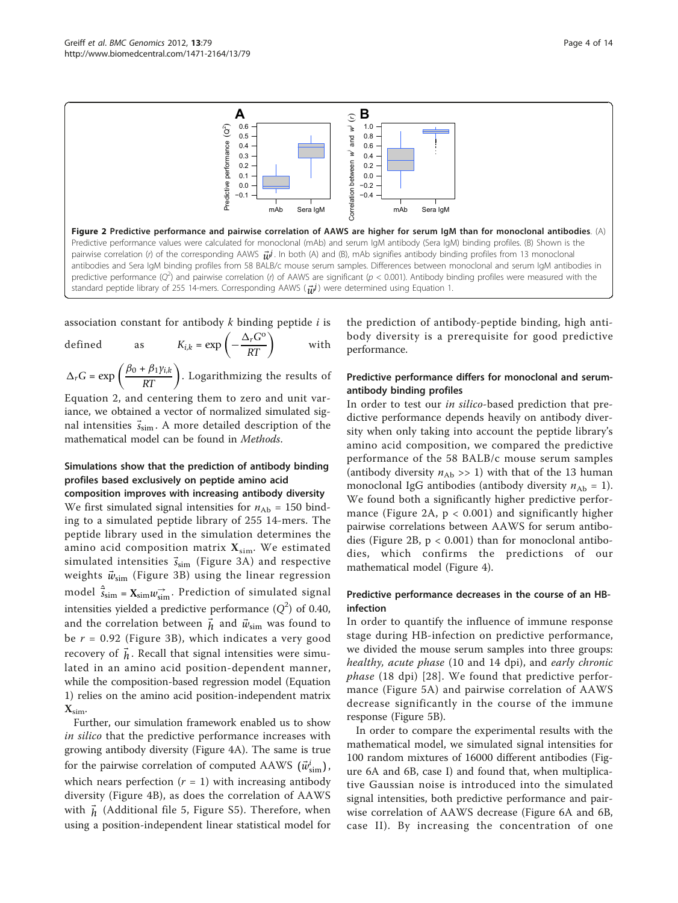**Figure 2 Predictive performance and pairwise correlation of AAWS are higher for serum IgM than for monoclonal antibodies**. (A) Predictive performance values were calculated for monoclonal (mAb) and serum IgM antibody (Sera IgM) binding profiles. (B) Shown is the pairwise correlation ($r$) of the corresponding AAWS $\vec{w}^j$. In both (A) and (B), mAb signifies antibody binding profiles from 13 monoclonal antibodies and Sera IgM binding profiles from 58 BALB/c mouse serum samples. Differences between monoclonal and serum IgM antibodies in predictive performance ($Q^2$) and pairwise correlation ($r$) of AAWS are significant ($p$ < 0.001). Antibody binding profiles were measured with the standard peptide library of 255 14-mers. Corresponding AAWS ($\vec{w}^j$) were determined using Equation 1.

association constant for antibody $k$ binding peptide $i$ is defined as $K_{i,k} = \exp\left(-\frac{\Delta_r G^o}{RT}\right)$ with $\Delta_r G = \exp\left(\frac{\beta_0 + \beta_1 \gamma_{i,k}}{RT}\right)$. Logarithmizing the results of Equation 2, and centering them to zero and unit variance, we obtained a vector of normalized simulated signal intensities $\vec{s}_{\mathrm{sim}}$. A more detailed description of the mathematical model can be found in *Methods*.

### Simulations show that the prediction of antibody binding profiles based exclusively on peptide amino acid composition improves with increasing antibody diversity

We first simulated signal intensities for $n_{\mathrm{Ab}} = 150$ binding to a simulated peptide library of 255 14-mers. The peptide library used in the simulation determines the amino acid composition matrix $\mathbf{X}_{\mathrm{sim}}$. We estimated simulated intensities $\vec{s}_{\mathrm{sim}}$ (Figure 3A) and respective weights $\vec{w}_{\mathrm{sim}}$ (Figure 3B) using the linear regression model $\hat{\vec{s}}_{\mathrm{sim}} = \mathbf{X}_{\mathrm{sim}} \vec{w}_{\mathrm{sim}}$. Prediction of simulated signal intensities yielded a predictive performance ($Q^2$) of 0.40, and the correlation between $\vec{h}$ and $\vec{w}_{\mathrm{sim}}$ was found to be $r = 0.92$ (Figure 3B), which indicates a very good recovery of $\vec{h}$. Recall that signal intensities were simulated in an amino acid position-dependent manner, while the composition-based regression model (Equation 1) relies on the amino acid position-independent matrix $\mathbf{X}_{\mathrm{sim}}$.

Further, our simulation framework enabled us to show *in silico* that the predictive performance increases with growing antibody diversity (Figure 4A). The same is true for the pairwise correlation of computed AAWS ($\vec{w}^i_{\mathrm{sim}}$), which nears perfection ($r = 1$) with increasing antibody diversity (Figure 4B), as does the correlation of AAWS with $\vec{h}$ (Additional file 5, Figure S5). Therefore, when using a position-independent linear statistical model for the prediction of antibody-peptide binding, high antibody diversity is a prerequisite for good predictive performance.

### Predictive performance differs for monoclonal and serum-antibody binding profiles

In order to test our *in silico*-based prediction that predictive performance depends heavily on antibody diversity when only taking into account the peptide library's amino acid composition, we compared the predictive performance of the 58 BALB/c mouse serum samples (antibody diversity $n_{\mathrm{Ab}} >> 1$) with that of the 13 human monoclonal IgG antibodies (antibody diversity $n_{\mathrm{Ab}} = 1$). We found both a significantly higher predictive performance (Figure 2A, $p < 0.001$) and significantly higher pairwise correlations between AAWS for serum antibodies (Figure 2B, $p < 0.001$) than for monoclonal antibodies, which confirms the predictions of our mathematical model (Figure 4).

### Predictive performance decreases in the course of an HB-infection

In order to quantify the influence of immune response stage during HB-infection on predictive performance, we divided the mouse serum samples into three groups: *healthy*, *acute phase* (10 and 14 dpi), and *early chronic phase* (18 dpi) [28]. We found that predictive performance (Figure 5A) and pairwise correlation of AAWS decrease significantly in the course of the immune response (Figure 5B).

In order to compare the experimental results with the mathematical model, we simulated signal intensities for 100 random mixtures of 16000 different antibodies (Figure 6A and 6B, case I) and found that, when multiplicative Gaussian noise is introduced into the simulated signal intensities, both predictive performance and pairwise correlation of AAWS decrease (Figure 6A and 6B, case II). By increasing the concentration of one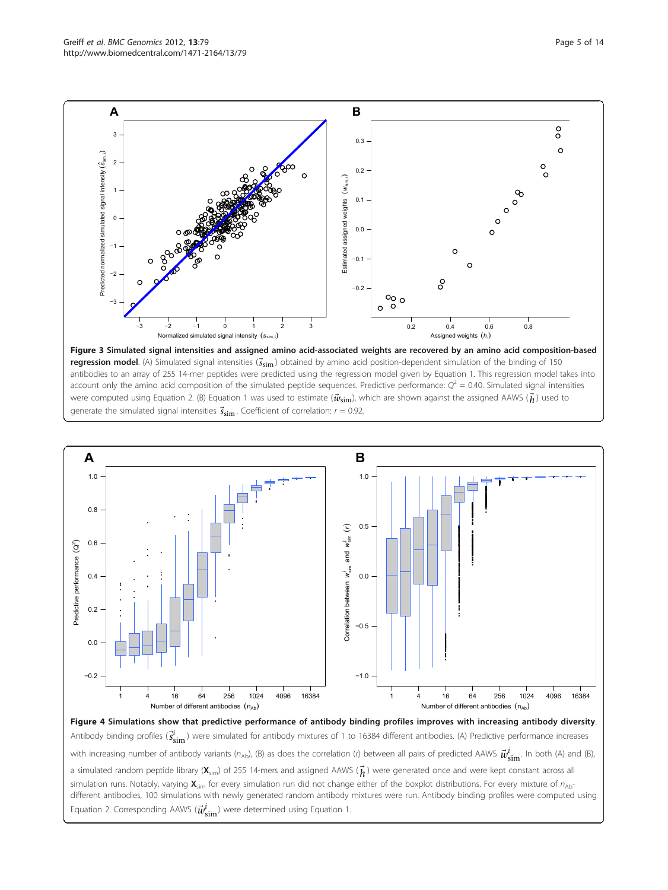**Figure 3 Simulated signal intensities and assigned amino acid-associated weights are recovered by an amino acid composition-based regression model**. (A) Simulated signal intensities ($\vec{s}_{\text{sim}}$) obtained by amino acid position-dependent simulation of the binding of 150 antibodies to an array of 255 14-mer peptides were predicted using the regression model given by Equation 1. This regression model takes into account only the amino acid composition of the simulated peptide sequences. Predictive performance: $Q^2 = 0.40$. Simulated signal intensities were computed using Equation 2. (B) Equation 1 was used to estimate ($\vec{w}_{\text{sim}}$), which are shown against the assigned AAWS ($\vec{h}$) used to generate the simulated signal intensities $\vec{s}_{\text{sim}}$. Coefficient of correlation: $r = 0.92$.

**Figure 4 Simulations show that predictive performance of antibody binding profiles improves with increasing antibody diversity**. Antibody binding profiles ($\vec{s}^{\,i}_{\text{sim}}$) were simulated for antibody mixtures of 1 to 16384 different antibodies. (A) Predictive performance increases with increasing number of antibody variants ($n_{\text{Ab}}$), (B) as does the correlation ($r$) between all pairs of predicted AAWS $\vec{w}^{\,i}_{\text{sim}}$. In both (A) and (B), a simulated random peptide library ($\mathbf{X}_{\text{sim}}$) of 255 14-mers and assigned AAWS ($\vec{h}$) were generated once and were kept constant across all simulation runs. Notably, varying $\mathbf{X}_{\text{sim}}$ for every simulation run did not change either of the boxplot distributions. For every mixture of $n_{\text{Ab}}$-different antibodies, 100 simulations with newly generated random antibody mixtures were run. Antibody binding profiles were computed using Equation 2. Corresponding AAWS ($\vec{w}^{\,i}_{\text{sim}}$) were determined using Equation 1.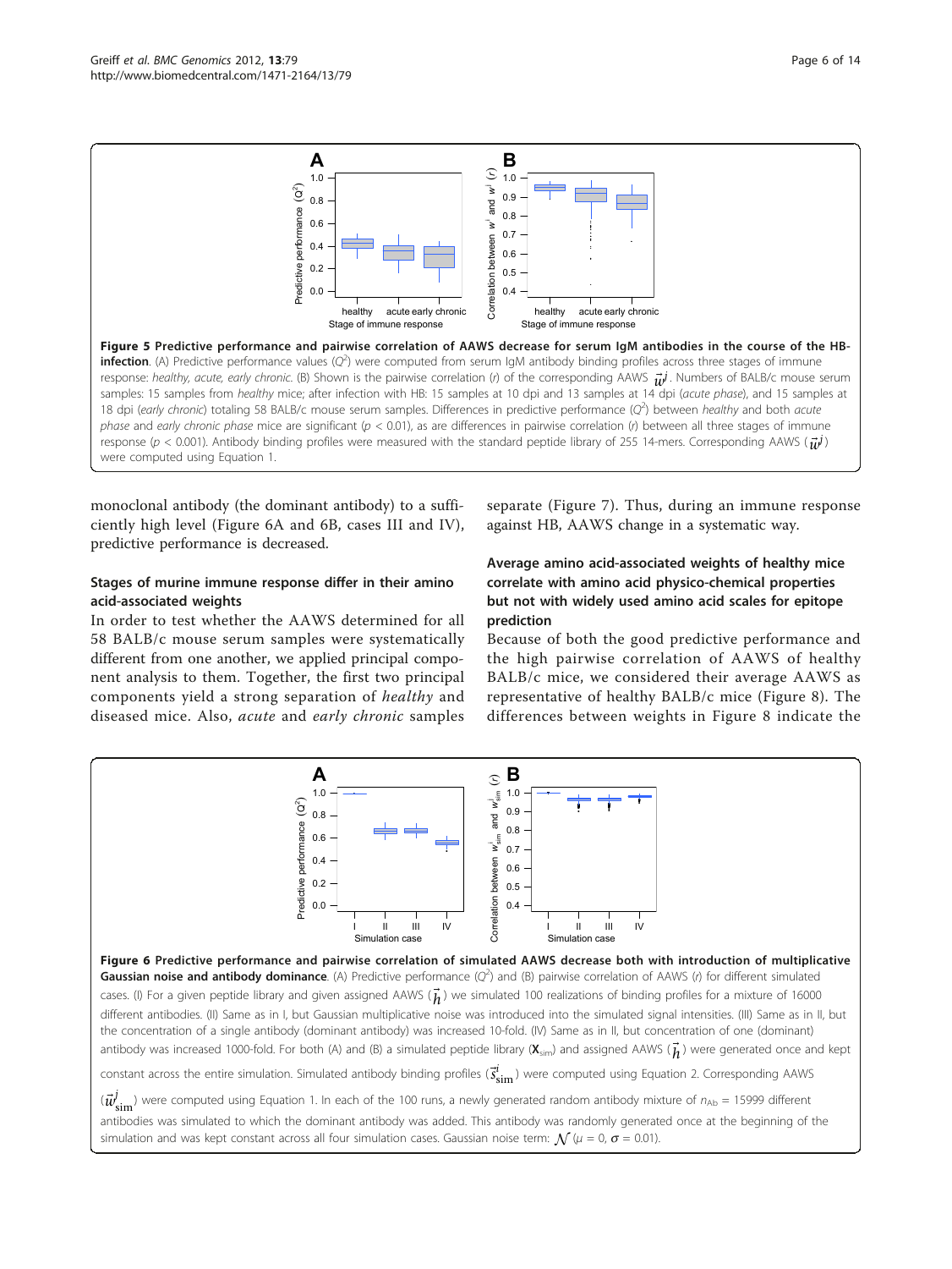**Figure 5 Predictive performance and pairwise correlation of AAWS decrease for serum IgM antibodies in the course of the HB-infection**. (A) Predictive performance values ($Q^2$) were computed from serum IgM antibody binding profiles across three stages of immune response: *healthy*, *acute*, *early chronic*. (B) Shown is the pairwise correlation ($r$) of the corresponding AAWS $\vec{w}^j$. Numbers of BALB/c mouse serum samples: 15 samples from *healthy* mice; after infection with HB: 15 samples at 10 dpi and 13 samples at 14 dpi (*acute phase*), and 15 samples at 18 dpi (*early chronic*) totaling 58 BALB/c mouse serum samples. Differences in predictive performance ($Q^2$) between *healthy* and both *acute phase* and *early chronic phase* mice are significant ($p < 0.01$), as are differences in pairwise correlation ($r$) between all three stages of immune response ($p < 0.001$). Antibody binding profiles were measured with the standard peptide library of 255 14-mers. Corresponding AAWS ($\vec{w}^j$) were computed using Equation 1.

monoclonal antibody (the dominant antibody) to a sufficiently high level (Figure 6A and 6B, cases III and IV), predictive performance is decreased.

### Stages of murine immune response differ in their amino acid-associated weights

In order to test whether the AAWS determined for all 58 BALB/c mouse serum samples were systematically different from one another, we applied principal component analysis to them. Together, the first two principal components yield a strong separation of *healthy* and diseased mice. Also, *acute* and *early chronic* samples separate (Figure 7). Thus, during an immune response against HB, AAWS change in a systematic way.

### Average amino acid-associated weights of healthy mice correlate with amino acid physico-chemical properties but not with widely used amino acid scales for epitope prediction

Because of both the good predictive performance and the high pairwise correlation of AAWS of healthy BALB/c mice, we considered their average AAWS as representative of healthy BALB/c mice (Figure 8). The differences between weights in Figure 8 indicate the

**Figure 6 Predictive performance and pairwise correlation of simulated AAWS decrease both with introduction of multiplicative Gaussian noise and antibody dominance**. (A) Predictive performance ($Q^2$) and (B) pairwise correlation of AAWS ($r$) for different simulated cases. (I) For a given peptide library and given assigned AAWS ($\vec{h}$) we simulated 100 realizations of binding profiles for a mixture of 16000 different antibodies. (II) Same as in I, but Gaussian multiplicative noise was introduced into the simulated signal intensities. (III) Same as in II, but the concentration of a single antibody (dominant antibody) was increased 10-fold. (IV) Same as in II, but concentration of one (dominant) antibody was increased 1000-fold. For both (A) and (B) a simulated peptide library ($\mathbf{X}_{sim}$) and assigned AAWS ($\vec{h}$) were generated once and kept constant across the entire simulation. Simulated antibody binding profiles ($\vec{s}^{\,i}_{sim}$) were computed using Equation 2. Corresponding AAWS ($\vec{w}^{j}_{sim}$) were computed using Equation 1. In each of the 100 runs, a newly generated random antibody mixture of $n_{Ab} = 15999$ different antibodies was simulated to which the dominant antibody was added. This antibody was randomly generated once at the beginning of the simulation and was kept constant across all four simulation cases. Gaussian noise term: $\mathcal{N}$ ($\mu = 0$, $\sigma = 0.01$).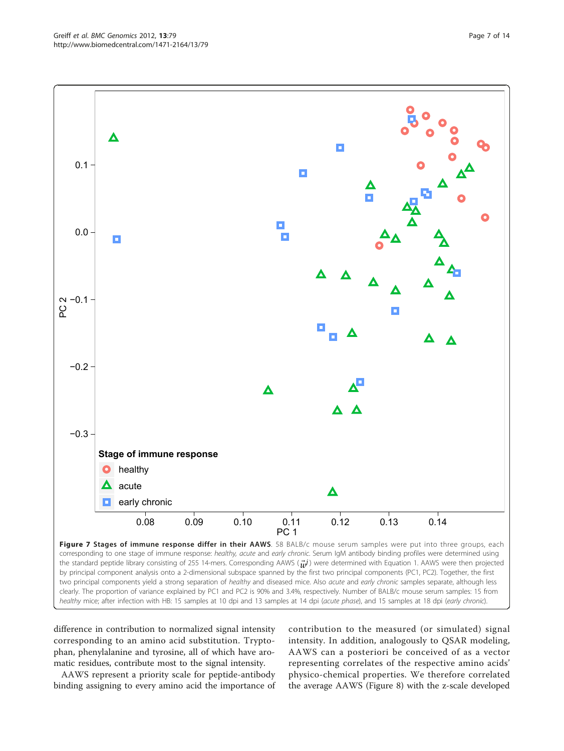**Figure 7 Stages of immune response differ in their AAWS**. 58 BALB/c mouse serum samples were put into three groups, each corresponding to one stage of immune response: *healthy*, *acute* and *early chronic*. Serum IgM antibody binding profiles were determined using the standard peptide library consisting of 255 14-mers. Corresponding AAWS ($\vec{w}^j$) were determined with Equation 1. AAWS were then projected by principal component analysis onto a 2-dimensional subspace spanned by the first two principal components (PC1, PC2). Together, the first two principal components yield a strong separation of *healthy* and diseased mice. Also *acute* and *early chronic* samples separate, although less clearly. The proportion of variance explained by PC1 and PC2 is 90% and 3.4%, respectively. Number of BALB/c mouse serum samples: 15 from *healthy* mice; after infection with HB: 15 samples at 10 dpi and 13 samples at 14 dpi (*acute phase*), and 15 samples at 18 dpi (*early chronic*).

difference in contribution to normalized signal intensity corresponding to an amino acid substitution. Tryptophan, phenylalanine and tyrosine, all of which have aromatic residues, contribute most to the signal intensity.

AAWS represent a priority scale for peptide-antibody binding assigning to every amino acid the importance of contribution to the measured (or simulated) signal intensity. In addition, analogously to QSAR modeling, AAWS can a posteriori be conceived of as a vector representing correlates of the respective amino acids' physico-chemical properties. We therefore correlated the average AAWS (Figure 8) with the z-scale developed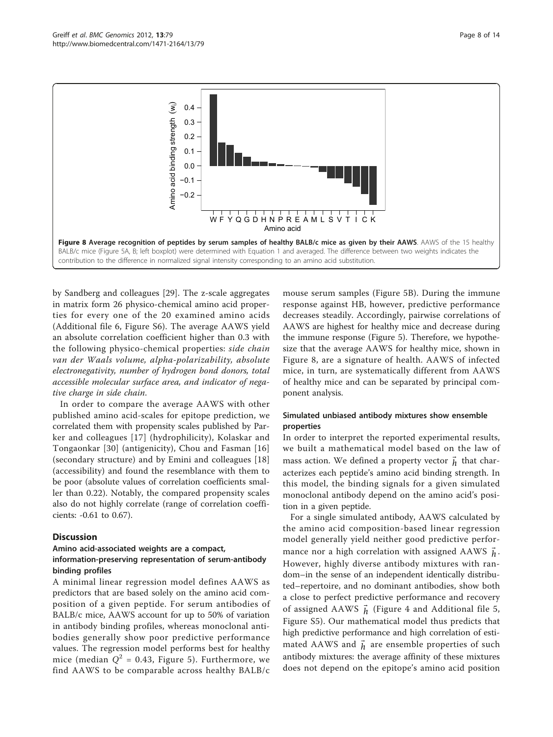**Figure 8 Average recognition of peptides by serum samples of healthy BALB/c mice as given by their AAWS**. AAWS of the 15 healthy BALB/c mice (Figure 5A, B; left boxplot) were determined with Equation 1 and averaged. The difference between two weights indicates the contribution to the difference in normalized signal intensity corresponding to an amino acid substitution.

by Sandberg and colleagues [29]. The z-scale aggregates in matrix form 26 physico-chemical amino acid properties for every one of the 20 examined amino acids (Additional file 6, Figure S6). The average AAWS yield an absolute correlation coefficient higher than 0.3 with the following physico-chemical properties: *side chain van der Waals volume, alpha-polarizability, absolute electronegativity, number of hydrogen bond donors, total accessible molecular surface area, and indicator of negative charge in side chain*.

In order to compare the average AAWS with other published amino acid-scales for epitope prediction, we correlated them with propensity scales published by Parker and colleagues [17] (hydrophilicity), Kolaskar and Tongaonkar [30] (antigenicity), Chou and Fasman [16] (secondary structure) and by Emini and colleagues [18] (accessibility) and found the resemblance with them to be poor (absolute values of correlation coefficients smaller than 0.22). Notably, the compared propensity scales also do not highly correlate (range of correlation coefficients: -0.61 to 0.67).

## Discussion

### Amino acid-associated weights are a compact, information-preserving representation of serum-antibody binding profiles

A minimal linear regression model defines AAWS as predictors that are based solely on the amino acid composition of a given peptide. For serum antibodies of BALB/c mice, AAWS account for up to 50% of variation in antibody binding profiles, whereas monoclonal antibodies generally show poor predictive performance values. The regression model performs best for healthy mice (median $Q^2 = 0.43$, Figure 5). Furthermore, we find AAWS to be comparable across healthy BALB/c mouse serum samples (Figure 5B). During the immune response against HB, however, predictive performance decreases steadily. Accordingly, pairwise correlations of AAWS are highest for healthy mice and decrease during the immune response (Figure 5). Therefore, we hypothesize that the average AAWS for healthy mice, shown in Figure 8, are a signature of health. AAWS of infected mice, in turn, are systematically different from AAWS of healthy mice and can be separated by principal component analysis.

### Simulated unbiased antibody mixtures show ensemble properties

In order to interpret the reported experimental results, we built a mathematical model based on the law of mass action. We defined a property vector $\vec{h}$ that characterizes each peptide's amino acid binding strength. In this model, the binding signals for a given simulated monoclonal antibody depend on the amino acid's position in a given peptide.

For a single simulated antibody, AAWS calculated by the amino acid composition-based linear regression model generally yield neither good predictive performance nor a high correlation with assigned AAWS $\vec{h}$. However, highly diverse antibody mixtures with random–in the sense of an independent identically distributed–repertoire, and no dominant antibodies, show both a close to perfect predictive performance and recovery of assigned AAWS $\vec{h}$ (Figure 4 and Additional file 5, Figure S5). Our mathematical model thus predicts that high predictive performance and high correlation of estimated AAWS and $\vec{h}$ are ensemble properties of such antibody mixtures: the average affinity of these mixtures does not depend on the epitope's amino acid position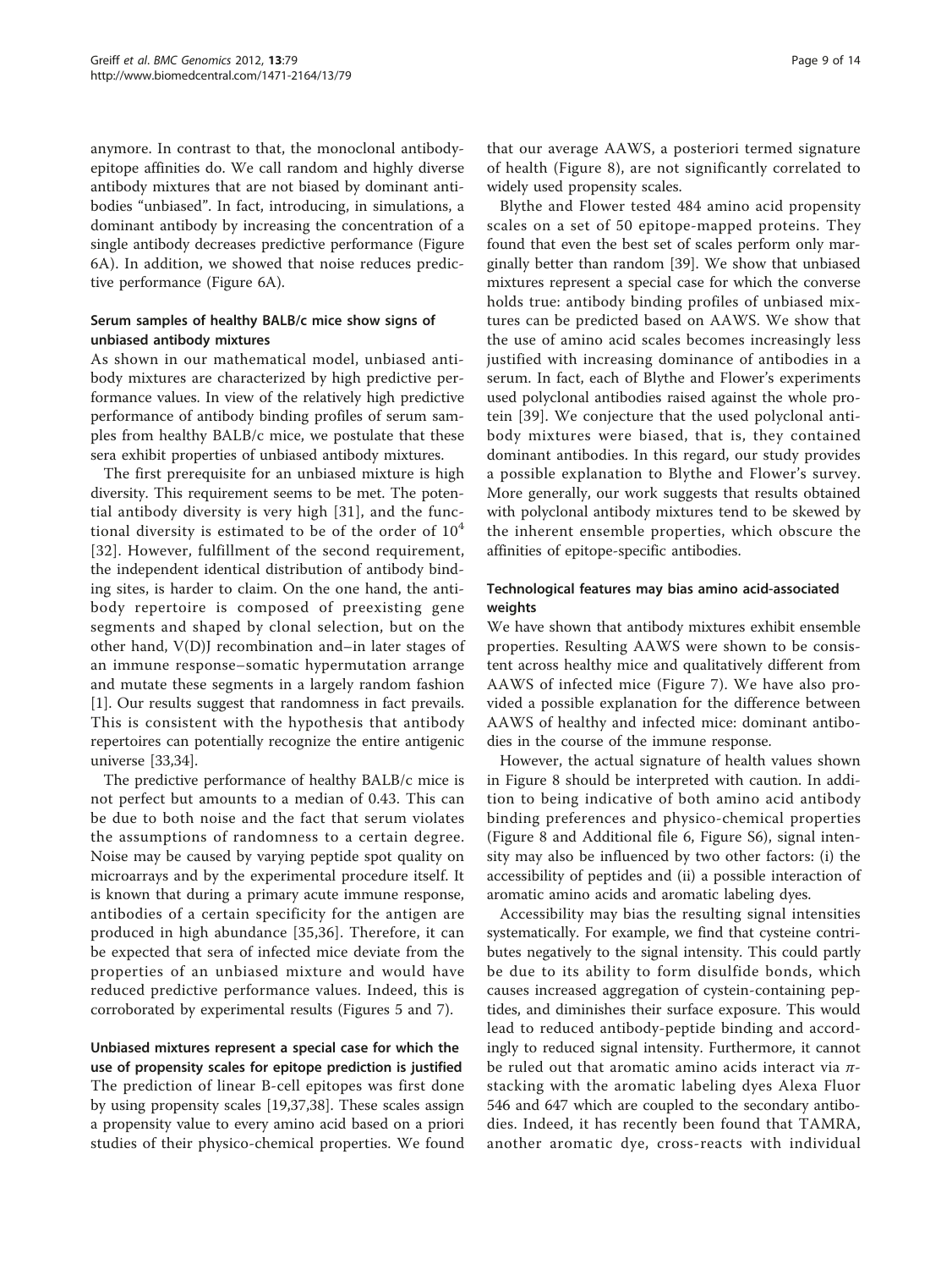anymore. In contrast to that, the monoclonal antibody-epitope affinities do. We call random and highly diverse antibody mixtures that are not biased by dominant antibodies "unbiased". In fact, introducing, in simulations, a dominant antibody by increasing the concentration of a single antibody decreases predictive performance (Figure 6A). In addition, we showed that noise reduces predictive performance (Figure 6A).

### Serum samples of healthy BALB/c mice show signs of unbiased antibody mixtures

As shown in our mathematical model, unbiased antibody mixtures are characterized by high predictive performance values. In view of the relatively high predictive performance of antibody binding profiles of serum samples from healthy BALB/c mice, we postulate that these sera exhibit properties of unbiased antibody mixtures.

The first prerequisite for an unbiased mixture is high diversity. This requirement seems to be met. The potential antibody diversity is very high [31], and the functional diversity is estimated to be of the order of $10^4$ [32]. However, fulfillment of the second requirement, the independent identical distribution of antibody binding sites, is harder to claim. On the one hand, the antibody repertoire is composed of preexisting gene segments and shaped by clonal selection, but on the other hand, V(D)J recombination and–in later stages of an immune response–somatic hypermutation arrange and mutate these segments in a largely random fashion [1]. Our results suggest that randomness in fact prevails. This is consistent with the hypothesis that antibody repertoires can potentially recognize the entire antigenic universe [33,34].

The predictive performance of healthy BALB/c mice is not perfect but amounts to a median of 0.43. This can be due to both noise and the fact that serum violates the assumptions of randomness to a certain degree. Noise may be caused by varying peptide spot quality on microarrays and by the experimental procedure itself. It is known that during a primary acute immune response, antibodies of a certain specificity for the antigen are produced in high abundance [35,36]. Therefore, it can be expected that sera of infected mice deviate from the properties of an unbiased mixture and would have reduced predictive performance values. Indeed, this is corroborated by experimental results (Figures 5 and 7).

### Unbiased mixtures represent a special case for which the use of propensity scales for epitope prediction is justified

The prediction of linear B-cell epitopes was first done by using propensity scales [19,37,38]. These scales assign a propensity value to every amino acid based on a priori studies of their physico-chemical properties. We found that our average AAWS, a posteriori termed signature of health (Figure 8), are not significantly correlated to widely used propensity scales.

Blythe and Flower tested 484 amino acid propensity scales on a set of 50 epitope-mapped proteins. They found that even the best set of scales perform only marginally better than random [39]. We show that unbiased mixtures represent a special case for which the converse holds true: antibody binding profiles of unbiased mixtures can be predicted based on AAWS. We show that the use of amino acid scales becomes increasingly less justified with increasing dominance of antibodies in a serum. In fact, each of Blythe and Flower's experiments used polyclonal antibodies raised against the whole protein [39]. We conjecture that the used polyclonal antibody mixtures were biased, that is, they contained dominant antibodies. In this regard, our study provides a possible explanation to Blythe and Flower's survey. More generally, our work suggests that results obtained with polyclonal antibody mixtures tend to be skewed by the inherent ensemble properties, which obscure the affinities of epitope-specific antibodies.

### Technological features may bias amino acid-associated weights

We have shown that antibody mixtures exhibit ensemble properties. Resulting AAWS were shown to be consistent across healthy mice and qualitatively different from AAWS of infected mice (Figure 7). We have also provided a possible explanation for the difference between AAWS of healthy and infected mice: dominant antibodies in the course of the immune response.

However, the actual signature of health values shown in Figure 8 should be interpreted with caution. In addition to being indicative of both amino acid antibody binding preferences and physico-chemical properties (Figure 8 and Additional file 6, Figure S6), signal intensity may also be influenced by two other factors: (i) the accessibility of peptides and (ii) a possible interaction of aromatic amino acids and aromatic labeling dyes.

Accessibility may bias the resulting signal intensities systematically. For example, we find that cysteine contributes negatively to the signal intensity. This could partly be due to its ability to form disulfide bonds, which causes increased aggregation of cystein-containing peptides, and diminishes their surface exposure. This would lead to reduced antibody-peptide binding and accordingly to reduced signal intensity. Furthermore, it cannot be ruled out that aromatic amino acids interact via $\pi$-stacking with the aromatic labeling dyes Alexa Fluor 546 and 647 which are coupled to the secondary antibodies. Indeed, it has recently been found that TAMRA, another aromatic dye, cross-reacts with individual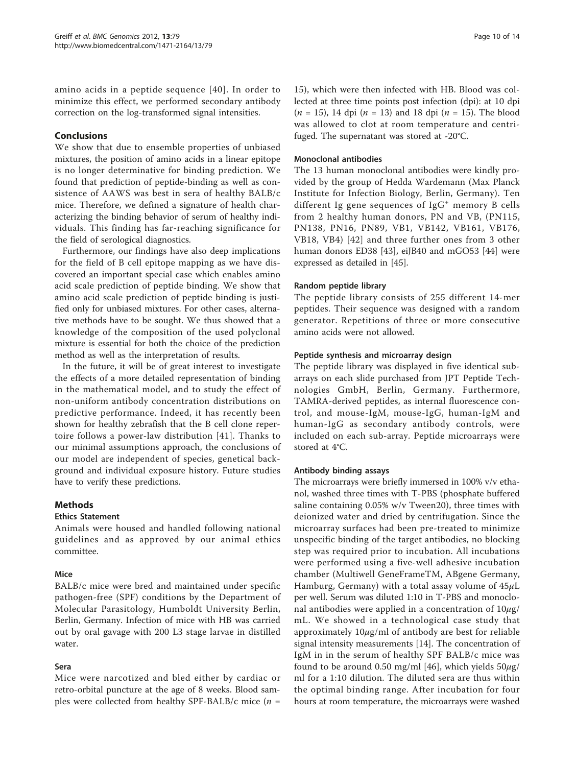amino acids in a peptide sequence [40]. In order to minimize this effect, we performed secondary antibody correction on the log-transformed signal intensities.

## Conclusions

We show that due to ensemble properties of unbiased mixtures, the position of amino acids in a linear epitope is no longer determinative for binding prediction. We found that prediction of peptide-binding as well as consistence of AAWS was best in sera of healthy BALB/c mice. Therefore, we defined a signature of health characterizing the binding behavior of serum of healthy individuals. This finding has far-reaching significance for the field of serological diagnostics.

Furthermore, our findings have also deep implications for the field of B cell epitope mapping as we have discovered an important special case which enables amino acid scale prediction of peptide binding. We show that amino acid scale prediction of peptide binding is justified only for unbiased mixtures. For other cases, alternative methods have to be sought. We thus showed that a knowledge of the composition of the used polyclonal mixture is essential for both the choice of the prediction method as well as the interpretation of results.

In the future, it will be of great interest to investigate the effects of a more detailed representation of binding in the mathematical model, and to study the effect of non-uniform antibody concentration distributions on predictive performance. Indeed, it has recently been shown for healthy zebrafish that the B cell clone repertoire follows a power-law distribution [41]. Thanks to our minimal assumptions approach, the conclusions of our model are independent of species, genetical background and individual exposure history. Future studies have to verify these predictions.

## Methods

### Ethics Statement

Animals were housed and handled following national guidelines and as approved by our animal ethics committee.

### Mice

BALB/c mice were bred and maintained under specific pathogen-free (SPF) conditions by the Department of Molecular Parasitology, Humboldt University Berlin, Berlin, Germany. Infection of mice with HB was carried out by oral gavage with 200 L3 stage larvae in distilled water.

### Sera

Mice were narcotized and bled either by cardiac or retro-orbital puncture at the age of 8 weeks. Blood samples were collected from healthy SPF-BALB/c mice ($n$ = 15), which were then infected with HB. Blood was collected at three time points post infection (dpi): at 10 dpi ($n$ = 15), 14 dpi ($n$ = 13) and 18 dpi ($n$ = 15). The blood was allowed to clot at room temperature and centrifuged. The supernatant was stored at -20°C.

### Monoclonal antibodies

The 13 human monoclonal antibodies were kindly provided by the group of Hedda Wardemann (Max Planck Institute for Infection Biology, Berlin, Germany). Ten different Ig gene sequences of IgG$^+$ memory B cells from 2 healthy human donors, PN and VB, (PN115, PN138, PN16, PN89, VB1, VB142, VB161, VB176, VB18, VB4) [42] and three further ones from 3 other human donors ED38 [43], eiJB40 and mGO53 [44] were expressed as detailed in [45].

### Random peptide library

The peptide library consists of 255 different 14-mer peptides. Their sequence was designed with a random generator. Repetitions of three or more consecutive amino acids were not allowed.

### Peptide synthesis and microarray design

The peptide library was displayed in five identical subarrays on each slide purchased from JPT Peptide Technologies GmbH, Berlin, Germany. Furthermore, TAMRA-derived peptides, as internal fluorescence control, and mouse-IgM, mouse-IgG, human-IgM and human-IgG as secondary antibody controls, were included on each sub-array. Peptide microarrays were stored at 4°C.

### Antibody binding assays

The microarrays were briefly immersed in 100% v/v ethanol, washed three times with T-PBS (phosphate buffered saline containing 0.05% w/v Tween20), three times with deionized water and dried by centrifugation. Since the microarray surfaces had been pre-treated to minimize unspecific binding of the target antibodies, no blocking step was required prior to incubation. All incubations were performed using a five-well adhesive incubation chamber (Multiwell GeneFrameTM, ABgene Germany, Hamburg, Germany) with a total assay volume of 45$\mu$L per well. Serum was diluted 1:10 in T-PBS and monoclonal antibodies were applied in a concentration of 10$\mu$g/mL. We showed in a technological case study that approximately 10$\mu$g/ml of antibody are best for reliable signal intensity measurements [14]. The concentration of IgM in in the serum of healthy SPF BALB/c mice was found to be around 0.50 mg/ml [46], which yields 50$\mu$g/ml for a 1:10 dilution. The diluted sera are thus within the optimal binding range. After incubation for four hours at room temperature, the microarrays were washed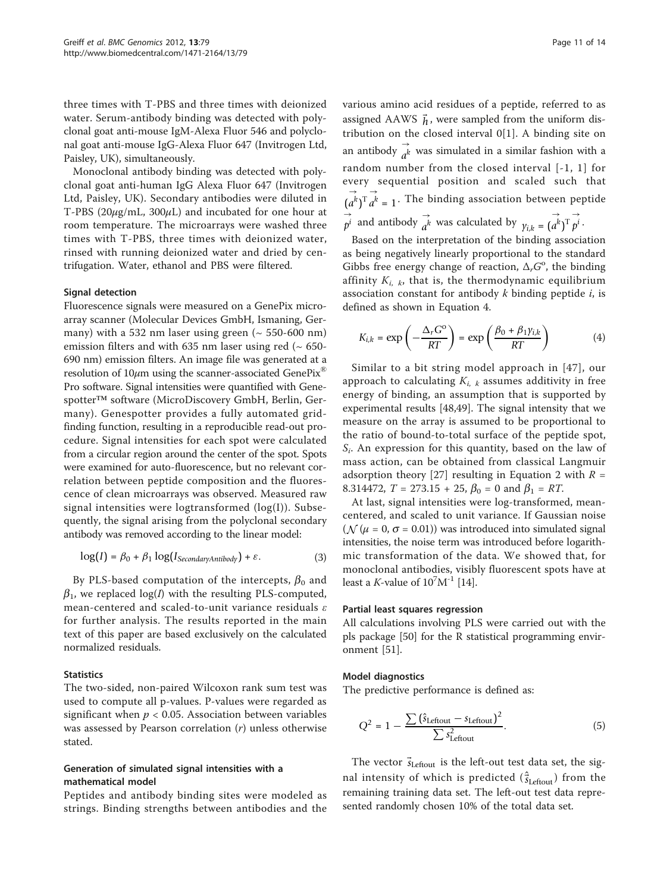three times with T-PBS and three times with deionized water. Serum-antibody binding was detected with polyclonal goat anti-mouse IgM-Alexa Fluor 546 and polyclonal goat anti-mouse IgG-Alexa Fluor 647 (Invitrogen Ltd, Paisley, UK), simultaneously.

Monoclonal antibody binding was detected with polyclonal goat anti-human IgG Alexa Fluor 647 (Invitrogen Ltd, Paisley, UK). Secondary antibodies were diluted in T-PBS (20$\mu$g/mL, 300$\mu$L) and incubated for one hour at room temperature. The microarrays were washed three times with T-PBS, three times with deionized water, rinsed with running deionized water and dried by centrifugation. Water, ethanol and PBS were filtered.

#### Signal detection

Fluorescence signals were measured on a GenePix microarray scanner (Molecular Devices GmbH, Ismaning, Germany) with a 532 nm laser using green (~ 550-600 nm) emission filters and with 635 nm laser using red (~ 650-690 nm) emission filters. An image file was generated at a resolution of 10$\mu$m using the scanner-associated GenePix® Pro software. Signal intensities were quantified with Genespotter™ software (MicroDiscovery GmbH, Berlin, Germany). Genespotter provides a fully automated grid-finding function, resulting in a reproducible read-out procedure. Signal intensities for each spot were calculated from a circular region around the center of the spot. Spots were examined for auto-fluorescence, but no relevant correlation between peptide composition and the fluorescence of clean microarrays was observed. Measured raw signal intensities were logtransformed (log(I)). Subsequently, the signal arising from the polyclonal secondary antibody was removed according to the linear model:

$$\log(I) = \beta_0 + \beta_1 \log(I_{SecondaryAntibody}) + \varepsilon. \tag{3}$$

By PLS-based computation of the intercepts, $\beta_0$ and $\beta_1$, we replaced $\log(I)$ with the resulting PLS-computed, mean-centered and scaled-to-unit variance residuals $\varepsilon$ for further analysis. The results reported in the main text of this paper are based exclusively on the calculated normalized residuals.

#### Statistics

The two-sided, non-paired Wilcoxon rank sum test was used to compute all p-values. P-values were regarded as significant when $p < 0.05$. Association between variables was assessed by Pearson correlation ($r$) unless otherwise stated.

#### Generation of simulated signal intensities with a mathematical model

Peptides and antibody binding sites were modeled as strings. Binding strengths between antibodies and the various amino acid residues of a peptide, referred to as assigned AAWS $\vec{h}$, were sampled from the uniform distribution on the closed interval 0[1]. A binding site on an antibody $\vec{a^k}$ was simulated in a similar fashion with a random number from the closed interval [-1, 1] for every sequential position and scaled such that $(\vec{a^k})^{\mathrm{T}} \vec{a^k} = 1$. The binding association between peptide $\vec{p^i}$ and antibody $\vec{a^k}$ was calculated by $\gamma_{i,k} = (\vec{a^k})^{\mathrm{T}} \vec{p^i}$.

Based on the interpretation of the binding association as being negatively linearly proportional to the standard Gibbs free energy change of reaction, $\Delta_r G^o$, the binding affinity $K_{i,\ k}$, that is, the thermodynamic equilibrium association constant for antibody $k$ binding peptide $i$, is defined as shown in Equation 4.

$$K_{i,k} = \exp\left(-\frac{\Delta_r G^o}{RT}\right) = \exp\left(\frac{\beta_0 + \beta_1 \gamma_{i,k}}{RT}\right) \tag{4}$$

Similar to a bit string model approach in [47], our approach to calculating $K_{i,\ k}$ assumes additivity in free energy of binding, an assumption that is supported by experimental results [48,49]. The signal intensity that we measure on the array is assumed to be proportional to the ratio of bound-to-total surface of the peptide spot, $S_i$. An expression for this quantity, based on the law of mass action, can be obtained from classical Langmuir adsorption theory [27] resulting in Equation 2 with $R$ = 8.314472, $T$ = 273.15 + 25, $\beta_0 = 0$ and $\beta_1 = RT$.

At last, signal intensities were log-transformed, mean-centered, and scaled to unit variance. If Gaussian noise ($\mathcal{N}(\mu = 0, \sigma = 0.01)$) was introduced into simulated signal intensities, the noise term was introduced before logarithmic transformation of the data. We showed that, for monoclonal antibodies, visibly fluorescent spots have at least a $K$-value of $10^7 \mathrm{M}^{-1}$ [14].

#### Partial least squares regression

All calculations involving PLS were carried out with the pls package [50] for the R statistical programming environment [51].

#### Model diagnostics

The predictive performance is defined as:

$$Q^2 = 1 - \frac{\sum (\hat{s}_{\mathrm{Leftout}} - s_{\mathrm{Leftout}})^2}{\sum s_{\mathrm{Leftout}}^2}. \tag{5}$$

The vector $\vec{s}_{\mathrm{Leftout}}$ is the left-out test data set, the signal intensity of which is predicted ($\hat{\vec{s}}_{\mathrm{Leftout}}$) from the remaining training data set. The left-out test data represented randomly chosen 10% of the total data set.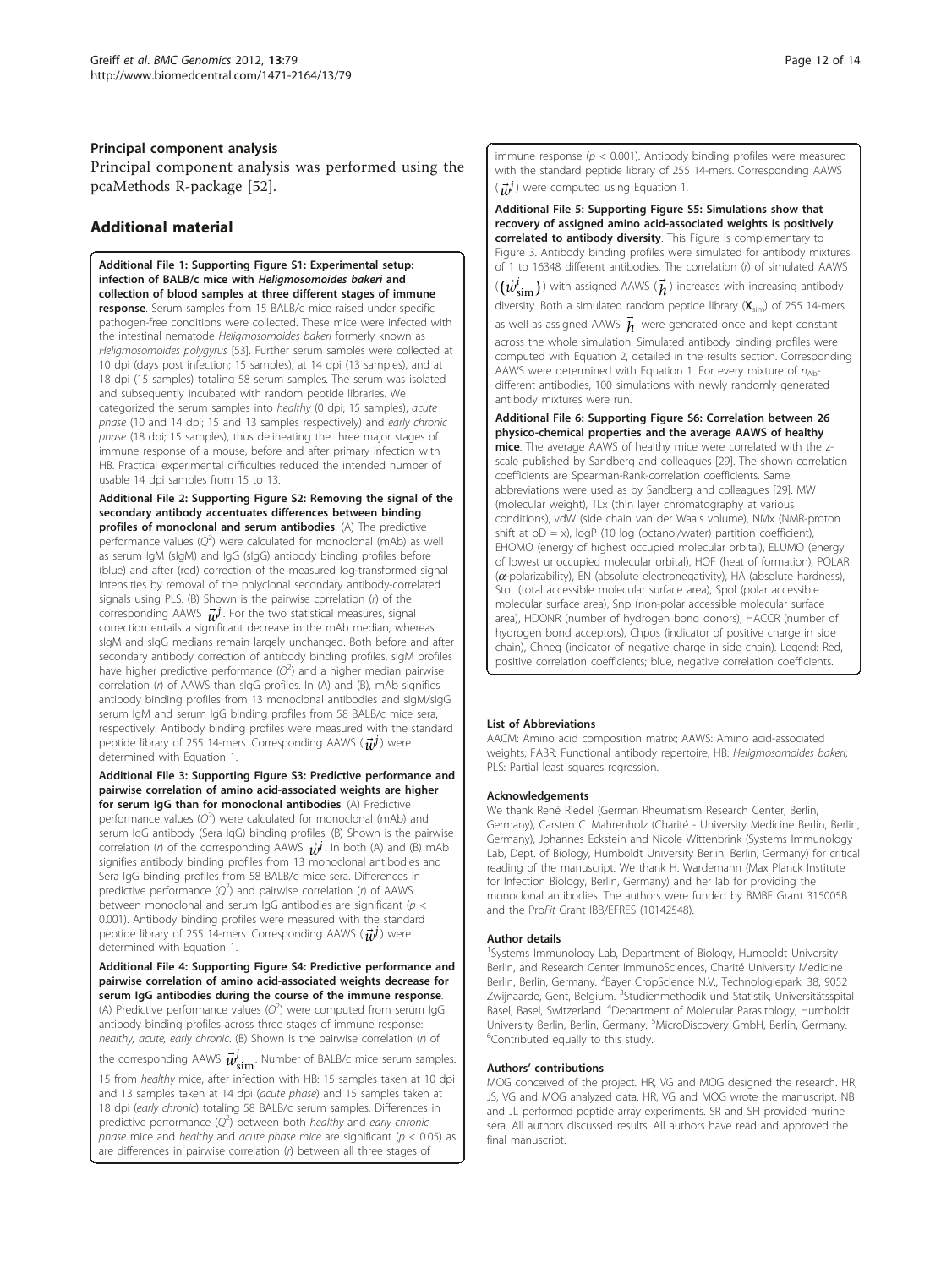### Principal component analysis

Principal component analysis was performed using the pcaMethods R-package [52].

## Additional material

**Additional File 1: Supporting Figure S1: Experimental setup: infection of BALB/c mice with *Heligmosomoides bakeri* and collection of blood samples at three different stages of immune response**. Serum samples from 15 BALB/c mice raised under specific pathogen-free conditions were collected. These mice were infected with the intestinal nematode *Heligmosomoides bakeri* formerly known as *Heligmosomoides polygyrus* [53]. Further serum samples were collected at 10 dpi (days post infection; 15 samples), at 14 dpi (13 samples), and at 18 dpi (15 samples) totaling 58 serum samples. The serum was isolated and subsequently incubated with random peptide libraries. We categorized the serum samples into *healthy* (0 dpi; 15 samples), *acute phase* (10 and 14 dpi; 15 and 13 samples respectively) and *early chronic phase* (18 dpi; 15 samples), thus delineating the three major stages of immune response of a mouse, before and after primary infection with HB. Practical experimental difficulties reduced the intended number of usable 14 dpi samples from 15 to 13.

**Additional File 2: Supporting Figure S2: Removing the signal of the secondary antibody accentuates differences between binding profiles of monoclonal and serum antibodies**. (A) The predictive performance values ($Q^2$) were calculated for monoclonal (mAb) as well as serum IgM (sIgM) and IgG (sIgG) antibody binding profiles before (blue) and after (red) correction of the measured log-transformed signal intensities by removal of the polyclonal secondary antibody-correlated signals using PLS. (B) Shown is the pairwise correlation ($r$) of the corresponding AAWS $\vec{w}^j$. For the two statistical measures, signal correction entails a significant decrease in the mAb median, whereas sIgM and sIgG medians remain largely unchanged. Both before and after secondary antibody correction of antibody binding profiles, sIgM profiles have higher predictive performance ($Q^2$) and a higher median pairwise correlation ($r$) of AAWS than sIgG profiles. In (A) and (B), mAb signifies antibody binding profiles from 13 monoclonal antibodies and sIgM/sIgG serum IgM and serum IgG binding profiles from 58 BALB/c mice sera, respectively. Antibody binding profiles were measured with the standard peptide library of 255 14-mers. Corresponding AAWS ($\vec{w}^j$) were determined with Equation 1.

**Additional File 3: Supporting Figure S3: Predictive performance and pairwise correlation of amino acid-associated weights are higher for serum IgG than for monoclonal antibodies**. (A) Predictive performance values ($Q^2$) were calculated for monoclonal (mAb) and serum IgG antibody (Sera IgG) binding profiles. (B) Shown is the pairwise correlation ($r$) of the corresponding AAWS $\vec{w}^j$. In both (A) and (B) mAb signifies antibody binding profiles from 13 monoclonal antibodies and Sera IgG binding profiles from 58 BALB/c mice sera. Differences in predictive performance ($Q^2$) and pairwise correlation ($r$) of AAWS between monoclonal and serum IgG antibodies are significant ($p < 0.001$). Antibody binding profiles were measured with the standard peptide library of 255 14-mers. Corresponding AAWS ($\vec{w}^j$) were determined with Equation 1.

**Additional File 4: Supporting Figure S4: Predictive performance and pairwise correlation of amino acid-associated weights decrease for serum IgG antibodies during the course of the immune response**. (A) Predictive performance values ($Q^2$) were computed from serum IgG antibody binding profiles across three stages of immune response: *healthy, acute, early chronic*. (B) Shown is the pairwise correlation ($r$) of the corresponding AAWS $\vec{w}^j_{\text{sim}}$. Number of BALB/c mice serum samples: 15 from *healthy* mice, after infection with HB: 15 samples taken at 10 dpi and 13 samples taken at 14 dpi (*acute phase*) and 15 samples taken at 18 dpi (*early chronic*) totaling 58 BALB/c serum samples. Differences in predictive performance ($Q^2$) between both *healthy* and *early chronic phase* mice and *healthy* and *acute phase mice* are significant ($p < 0.05$) as are differences in pairwise correlation ($r$) between all three stages of immune response ($p < 0.001$). Antibody binding profiles were measured with the standard peptide library of 255 14-mers. Corresponding AAWS ($\vec{w}^j$) were computed using Equation 1.

**Additional File 5: Supporting Figure S5: Simulations show that recovery of assigned amino acid-associated weights is positively correlated to antibody diversity**. This Figure is complementary to Figure 3. Antibody binding profiles were simulated for antibody mixtures of 1 to 16348 different antibodies. The correlation ($r$) of simulated AAWS ($(\vec{w}^i_{\text{sim}})$) with assigned AAWS ($\vec{h}$) increases with increasing antibody diversity. Both a simulated random peptide library ($\mathbf{X}_{\text{sim}}$) of 255 14-mers as well as assigned AAWS $\vec{h}$ were generated once and kept constant across the whole simulation. Simulated antibody binding profiles were computed with Equation 2, detailed in the results section. Corresponding AAWS were determined with Equation 1. For every mixture of $n_{\text{Ab}}$-different antibodies, 100 simulations with newly randomly generated antibody mixtures were run.

**Additional File 6: Supporting Figure S6: Correlation between 26 physico-chemical properties and the average AAWS of healthy mice**. The average AAWS of healthy mice were correlated with the z-scale published by Sandberg and colleagues [29]. The shown correlation coefficients are Spearman-Rank-correlation coefficients. Same abbreviations were used as by Sandberg and colleagues [29]. MW (molecular weight), TLx (thin layer chromatography at various conditions), vdW (side chain van der Waals volume), NMx (NMR-proton shift at pD = x), logP (10 log (octanol/water) partition coefficient), EHOMO (energy of highest occupied molecular orbital), ELUMO (energy of lowest unoccupied molecular orbital), HOF (heat of formation), POLAR ($\alpha$-polarizability), EN (absolute electronegativity), HA (absolute hardness), Stot (total accessible molecular surface area), Spol (polar accessible molecular surface area), Snp (non-polar accessible molecular surface area), HDONR (number of hydrogen bond donors), HACCR (number of hydrogen bond acceptors), Chpos (indicator of positive charge in side chain), Chneg (indicator of negative charge in side chain). Legend: Red, positive correlation coefficients; blue, negative correlation coefficients.

#### List of Abbreviations

AACM: Amino acid composition matrix; AAWS: Amino acid-associated weights; FABR: Functional antibody repertoire; HB: *Heligmosomoides bakeri*; PLS: Partial least squares regression.

#### Acknowledgements

We thank René Riedel (German Rheumatism Research Center, Berlin, Germany), Carsten C. Mahrenholz (Charité - University Medicine Berlin, Berlin, Germany), Johannes Eckstein and Nicole Wittenbrink (Systems Immunology Lab, Dept. of Biology, Humboldt University Berlin, Berlin, Germany) for critical reading of the manuscript. We thank H. Wardemann (Max Planck Institute for Infection Biology, Berlin, Germany) and her lab for providing the monoclonal antibodies. The authors were funded by BMBF Grant 315005B and the Pro*Fit* Grant IBB/EFRES (10142548).

#### Author details

[1]Systems Immunology Lab, Department of Biology, Humboldt University Berlin, and Research Center ImmunoSciences, Charité University Medicine Berlin, Berlin, Germany. [2]Bayer CropScience N.V., Technologiepark, 38, 9052 Zwijnaarde, Gent, Belgium. [3]Studienmethodik und Statistik, Universitätsspital Basel, Basel, Switzerland. [4]Department of Molecular Parasitology, Humboldt University Berlin, Berlin, Germany. [5]MicroDiscovery GmbH, Berlin, Germany. [6]Contributed equally to this study.

#### Authors' contributions

MOG conceived of the project. HR, VG and MOG designed the research. HR, JS, VG and MOG analyzed data. HR, VG and MOG wrote the manuscript. NB and JL performed peptide array experiments. SR and SH provided murine sera. All authors discussed results. All authors have read and approved the final manuscript.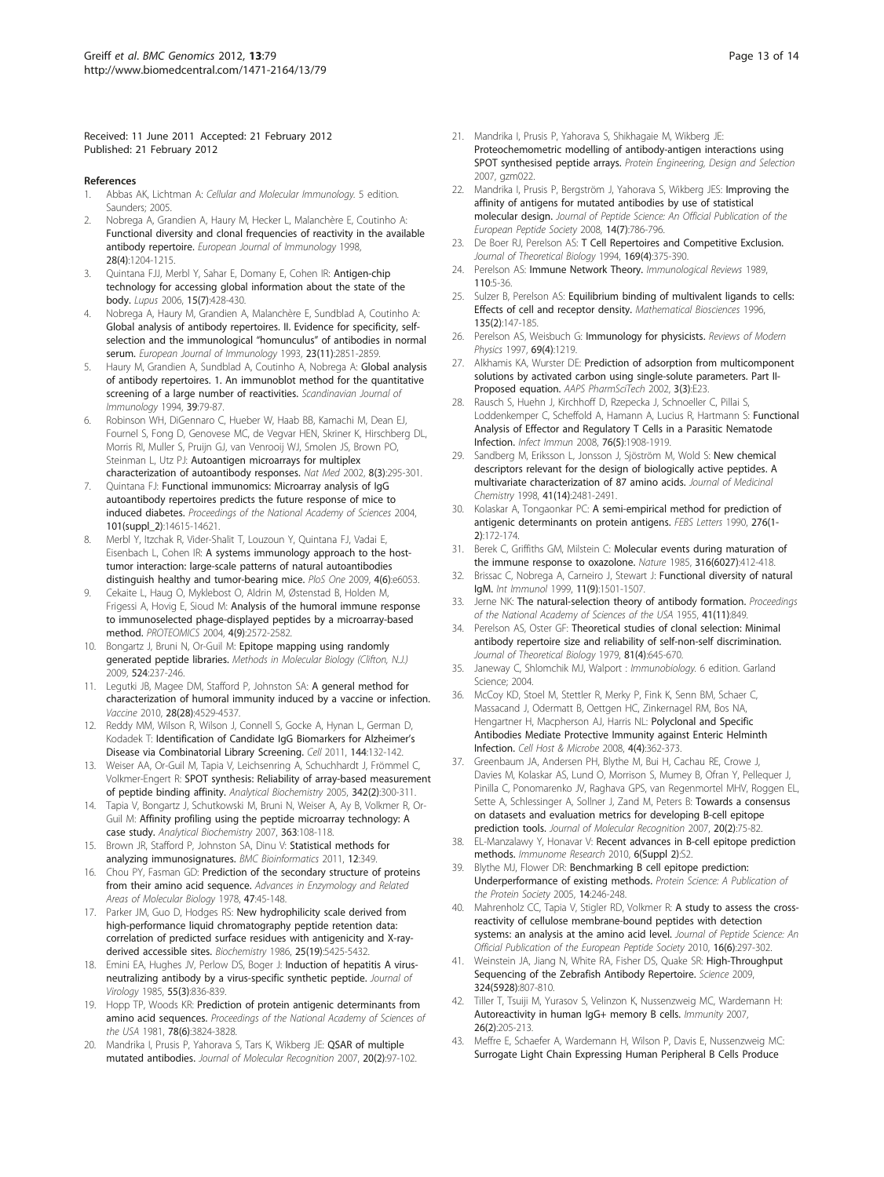Received: 11 June 2011 Accepted: 21 February 2012
Published: 21 February 2012

## References

1. Abbas AK, Lichtman A: *Cellular and Molecular Immunology.* 5 edition. Saunders; 2005.
2. Nobrega A, Grandien A, Haury M, Hecker L, Malanchère E, Coutinho A: **Functional diversity and clonal frequencies of reactivity in the available antibody repertoire.** *European Journal of Immunology* 1998, **28(4)**:1204-1215.
3. Quintana FJJ, Merbl Y, Sahar E, Domany E, Cohen IR: **Antigen-chip technology for accessing global information about the state of the body.** *Lupus* 2006, **15(7)**:428-430.
4. Nobrega A, Haury M, Grandien A, Malanchère E, Sundblad A, Coutinho A: **Global analysis of antibody repertoires. II. Evidence for specificity, self-selection and the immunological "homunculus" of antibodies in normal serum.** *European Journal of Immunology* 1993, **23(11)**:2851-2859.
5. Haury M, Grandien A, Sundblad A, Coutinho A, Nobrega A: **Global analysis of antibody repertoires. 1. An immunoblot method for the quantitative screening of a large number of reactivities.** *Scandinavian Journal of Immunology* 1994, **39**:79-87.
6. Robinson WH, DiGennaro C, Hueber W, Haab BB, Kamachi M, Dean EJ, Fournel S, Fong D, Genovese MC, de Vegvar HEN, Skriner K, Hirschberg DL, Morris RI, Muller S, Pruijn GJ, van Venrooij WJ, Smolen JS, Brown PO, Steinman L, Utz PJ: **Autoantigen microarrays for multiplex characterization of autoantibody responses.** *Nat Med* 2002, **8(3)**:295-301.
7. Quintana FJ: **Functional immunomics: Microarray analysis of IgG autoantibody repertoires predicts the future response of mice to induced diabetes.** *Proceedings of the National Academy of Sciences* 2004, **101(suppl_2)**:14615-14621.
8. Merbl Y, Itzchak R, Vider-Shalit T, Louzoun Y, Quintana FJ, Vadai E, Eisenbach L, Cohen IR: **A systems immunology approach to the host-tumor interaction: large-scale patterns of natural autoantibodies distinguish healthy and tumor-bearing mice.** *PloS One* 2009, **4(6)**:e6053.
9. Cekaite L, Haug O, Myklebost O, Aldrin M, Østenstad B, Holden M, Frigessi A, Hovig E, Sioud M: **Analysis of the humoral immune response to immunoselected phage-displayed peptides by a microarray-based method.** *PROTEOMICS* 2004, **4(9)**:2572-2582.
10. Bongartz J, Bruni N, Or-Guil M: **Epitope mapping using randomly generated peptide libraries.** *Methods in Molecular Biology (Clifton, N.J.)* 2009, **524**:237-246.
11. Legutki JB, Magee DM, Stafford P, Johnston SA: **A general method for characterization of humoral immunity induced by a vaccine or infection.** *Vaccine* 2010, **28(28)**:4529-4537.
12. Reddy MM, Wilson R, Wilson J, Connell S, Gocke A, Hynan L, German D, Kodadek T: **Identification of Candidate IgG Biomarkers for Alzheimer's Disease via Combinatorial Library Screening.** *Cell* 2011, **144**:132-142.
13. Weiser AA, Or-Guil M, Tapia V, Leichsenring A, Schuchhardt J, Frömmel C, Volkmer-Engert R: **SPOT synthesis: Reliability of array-based measurement of peptide binding affinity.** *Analytical Biochemistry* 2005, **342(2)**:300-311.
14. Tapia V, Bongartz J, Schutkowski M, Bruni N, Weiser A, Ay B, Volkmer R, Or-Guil M: **Affinity profiling using the peptide microarray technology: A case study.** *Analytical Biochemistry* 2007, **363**:108-118.
15. Brown JR, Stafford P, Johnston SA, Dinu V: **Statistical methods for analyzing immunosignatures.** *BMC Bioinformatics* 2011, **12**:349.
16. Chou PY, Fasman GD: **Prediction of the secondary structure of proteins from their amino acid sequence.** *Advances in Enzymology and Related Areas of Molecular Biology* 1978, **47**:45-148.
17. Parker JM, Guo D, Hodges RS: **New hydrophilicity scale derived from high-performance liquid chromatography peptide retention data: correlation of predicted surface residues with antigenicity and X-ray-derived accessible sites.** *Biochemistry* 1986, **25(19)**:5425-5432.
18. Emini EA, Hughes JV, Perlow DS, Boger J: **Induction of hepatitis A virus-neutralizing antibody by a virus-specific synthetic peptide.** *Journal of Virology* 1985, **55(3)**:836-839.
19. Hopp TP, Woods KR: **Prediction of protein antigenic determinants from amino acid sequences.** *Proceedings of the National Academy of Sciences of the USA* 1981, **78(6)**:3824-3828.
20. Mandrika I, Prusis P, Yahorava S, Tars K, Wikberg JE: **QSAR of multiple mutated antibodies.** *Journal of Molecular Recognition* 2007, **20(2)**:97-102.
21. Mandrika I, Prusis P, Yahorava S, Shikhagaie M, Wikberg JE: **Proteochemometric modelling of antibody-antigen interactions using SPOT synthesised peptide arrays.** *Protein Engineering, Design and Selection* 2007, gzm022.
22. Mandrika I, Prusis P, Bergström J, Yahorava S, Wikberg JES: **Improving the affinity of antigens for mutated antibodies by use of statistical molecular design.** *Journal of Peptide Science: An Official Publication of the European Peptide Society* 2008, **14(7)**:786-796.
23. De Boer RJ, Perelson AS: **T Cell Repertoires and Competitive Exclusion.** *Journal of Theoretical Biology* 1994, **169(4)**:375-390.
24. Perelson AS: **Immune Network Theory.** *Immunological Reviews* 1989, **110**:5-36.
25. Sulzer B, Perelson AS: **Equilibrium binding of multivalent ligands to cells: Effects of cell and receptor density.** *Mathematical Biosciences* 1996, **135(2)**:147-185.
26. Perelson AS, Weisbuch G: **Immunology for physicists.** *Reviews of Modern Physics* 1997, **69(4)**:1219.
27. Alkhamis KA, Wurster DE: **Prediction of adsorption from multicomponent solutions by activated carbon using single-solute parameters. Part II-Proposed equation.** *AAPS PharmSciTech* 2002, **3(3)**:E23.
28. Rausch S, Huehn J, Kirchhoff D, Rzepecka J, Schnoeller C, Pillai S, Loddenkemper C, Scheffold A, Hamann A, Lucius R, Hartmann S: **Functional Analysis of Effector and Regulatory T Cells in a Parasitic Nematode Infection.** *Infect Immun* 2008, **76(5)**:1908-1919.
29. Sandberg M, Eriksson L, Jonsson J, Sjöström M, Wold S: **New chemical descriptors relevant for the design of biologically active peptides. A multivariate characterization of 87 amino acids.** *Journal of Medicinal Chemistry* 1998, **41(14)**:2481-2491.
30. Kolaskar A, Tongaonkar PC: **A semi-empirical method for prediction of antigenic determinants on protein antigens.** *FEBS Letters* 1990, **276(1-2)**:172-174.
31. Berek C, Griffiths GM, Milstein C: **Molecular events during maturation of the immune response to oxazolone.** *Nature* 1985, **316(6027)**:412-418.
32. Brissac C, Nobrega A, Carneiro J, Stewart J: **Functional diversity of natural IgM.** *Int Immunol* 1999, **11(9)**:1501-1507.
33. Jerne NK: **The natural-selection theory of antibody formation.** *Proceedings of the National Academy of Sciences of the USA* 1955, **41(11)**:849.
34. Perelson AS, Oster GF: **Theoretical studies of clonal selection: Minimal antibody repertoire size and reliability of self-non-self discrimination.** *Journal of Theoretical Biology* 1979, **81(4)**:645-670.
35. Janeway C, Shlomchik MJ, Walport : *Immunobiology.* 6 edition. Garland Science; 2004.
36. McCoy KD, Stoel M, Stettler R, Merky P, Fink K, Senn BM, Schaer C, Massacand J, Odermatt B, Oettgen HC, Zinkernagel RM, Bos NA, Hengartner H, Macpherson AJ, Harris NL: **Polyclonal and Specific Antibodies Mediate Protective Immunity against Enteric Helminth Infection.** *Cell Host & Microbe* 2008, **4(4)**:362-373.
37. Greenbaum JA, Andersen PH, Blythe M, Bui H, Cachau RE, Crowe J, Davies M, Kolaskar AS, Lund O, Morrison S, Mumey B, Ofran Y, Pellequer J, Pinilla C, Ponomarenko JV, Raghava GPS, van Regenmortel MHV, Roggen EL, Sette A, Schlessinger A, Sollner J, Zand M, Peters B: **Towards a consensus on datasets and evaluation metrics for developing B-cell epitope prediction tools.** *Journal of Molecular Recognition* 2007, **20(2)**:75-82.
38. EL-Manzalawy Y, Honavar V: **Recent advances in B-cell epitope prediction methods.** *Immunome Research* 2010, **6(Suppl 2)**:S2.
39. Blythe MJ, Flower DR: **Benchmarking B cell epitope prediction: Underperformance of existing methods.** *Protein Science: A Publication of the Protein Society* 2005, **14**:246-248.
40. Mahrenholz CC, Tapia V, Stigler RD, Volkmer R: **A study to assess the cross-reactivity of cellulose membrane-bound peptides with detection systems: an analysis at the amino acid level.** *Journal of Peptide Science: An Official Publication of the European Peptide Society* 2010, **16(6)**:297-302.
41. Weinstein JA, Jiang N, White RA, Fisher DS, Quake SR: **High-Throughput Sequencing of the Zebrafish Antibody Repertoire.** *Science* 2009, **324(5928)**:807-810.
42. Tiller T, Tsuiji M, Yurasov S, Velinzon K, Nussenzweig MC, Wardemann H: **Autoreactivity in human IgG+ memory B cells.** *Immunity* 2007, **26(2)**:205-213.
43. Meffre E, Schaefer A, Wardemann H, Wilson P, Davis E, Nussenzweig MC: **Surrogate Light Chain Expressing Human Peripheral B Cells Produce**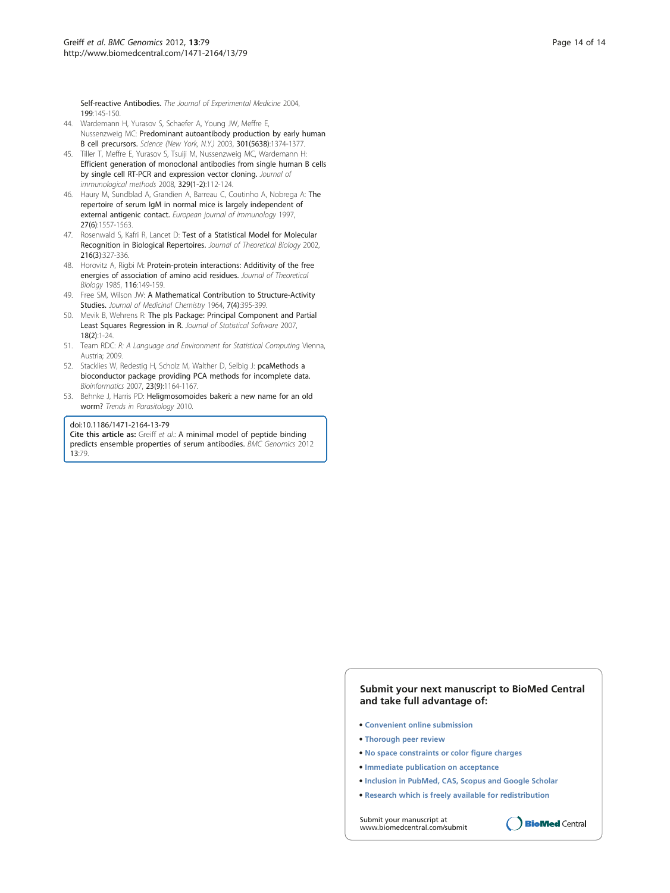Self-reactive Antibodies. *The Journal of Experimental Medicine* 2004, **199**:145-150.

44. Wardemann H, Yurasov S, Schaefer A, Young JW, Meffre E, Nussenzweig MC: **Predominant autoantibody production by early human B cell precursors.** *Science (New York, N.Y.)* 2003, **301(5638)**:1374-1377.
45. Tiller T, Meffre E, Yurasov S, Tsuiji M, Nussenzweig MC, Wardemann H: **Efficient generation of monoclonal antibodies from single human B cells by single cell RT-PCR and expression vector cloning.** *Journal of immunological methods* 2008, **329(1-2)**:112-124.
46. Haury M, Sundblad A, Grandien A, Barreau C, Coutinho A, Nobrega A: **The repertoire of serum IgM in normal mice is largely independent of external antigenic contact.** *European journal of immunology* 1997, **27(6)**:1557-1563.
47. Rosenwald S, Kafri R, Lancet D: **Test of a Statistical Model for Molecular Recognition in Biological Repertoires.** *Journal of Theoretical Biology* 2002, **216(3)**:327-336.
48. Horovitz A, Rigbi M: **Protein-protein interactions: Additivity of the free energies of association of amino acid residues.** *Journal of Theoretical Biology* 1985, **116**:149-159.
49. Free SM, Wilson JW: **A Mathematical Contribution to Structure-Activity Studies.** *Journal of Medicinal Chemistry* 1964, **7(4)**:395-399.
50. Mevik B, Wehrens R: **The pls Package: Principal Component and Partial Least Squares Regression in R.** *Journal of Statistical Software* 2007, **18(2)**:1-24.
51. Team RDC: *R: A Language and Environment for Statistical Computing* Vienna, Austria; 2009.
52. Stacklies W, Redestig H, Scholz M, Walther D, Selbig J: **pcaMethods a bioconductor package providing PCA methods for incomplete data.** *Bioinformatics* 2007, **23(9)**:1164-1167.
53. Behnke J, Harris PD: **Heligmosomoides bakeri: a new name for an old worm?** *Trends in Parasitology* 2010.

doi:10.1186/1471-2164-13-79
**Cite this article as:** Greiff *et al.*: A minimal model of peptide binding predicts ensemble properties of serum antibodies. *BMC Genomics* 2012 **13**:79.

**Submit your next manuscript to BioMed Central and take full advantage of:**

- **Convenient online submission**
- **Thorough peer review**
- **No space constraints or color figure charges**
- **Immediate publication on acceptance**
- **Inclusion in PubMed, CAS, Scopus and Google Scholar**
- **Research which is freely available for redistribution**

Submit your manuscript at
www.biomedcentral.com/submit

BioMed Central